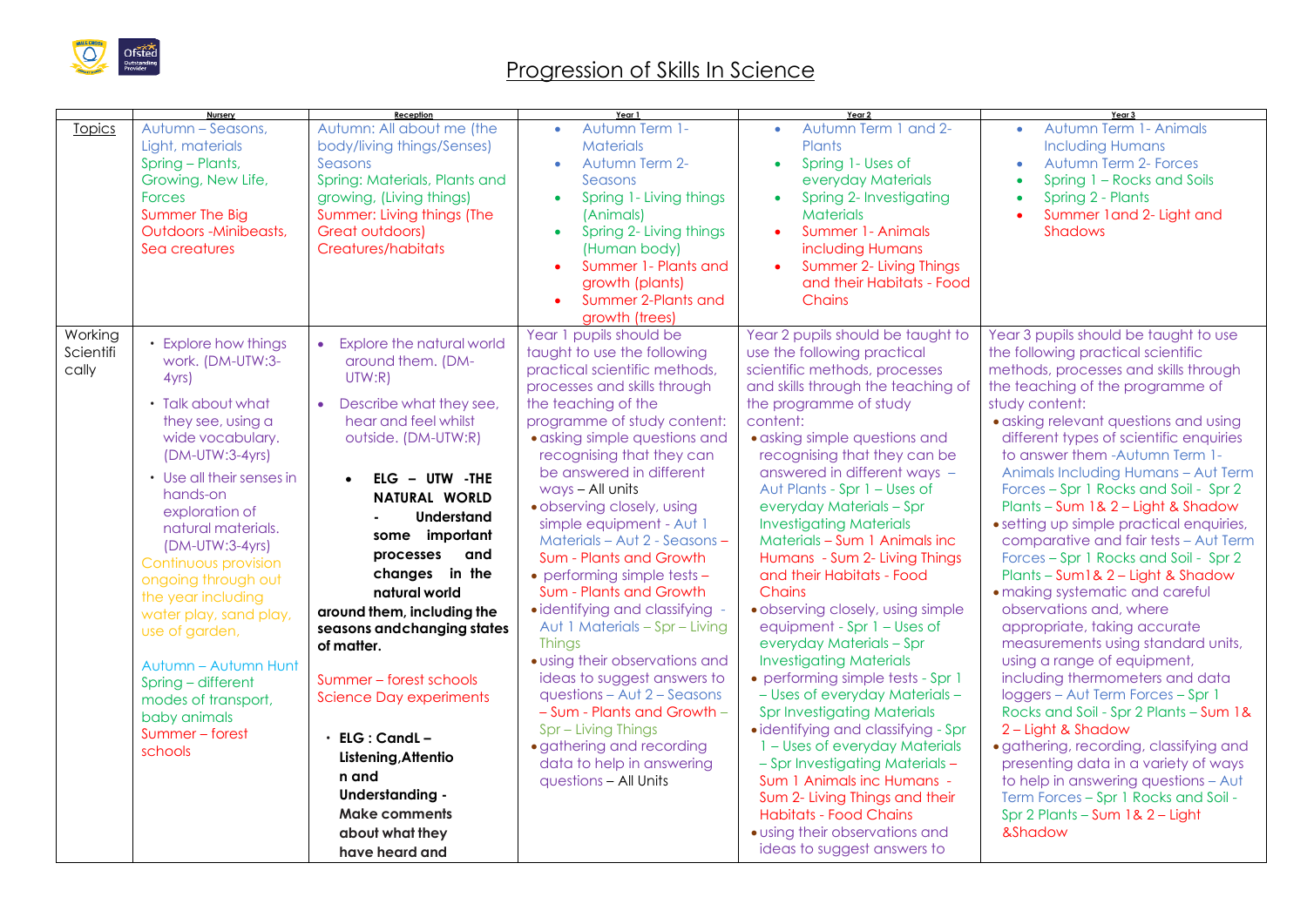# Progression of Skills In Science

| | Nursery | Reception | Year 1 | Year 2 | Year 3 |
|---|---|---|---|---|---|
| Topics | Autumn – Seasons, Light, materials<br>Spring – Plants, Growing, New Life, Forces<br>Summer The Big Outdoors -Minibeasts, Sea creatures | Autumn: All about me (the body/living things/Senses)<br>Seasons<br>Spring: Materials, Plants and growing, (Living things)<br>Summer: Living things (The Great outdoors) Creatures/habitats | • Autumn Term 1- Materials<br>• Autumn Term 2- Seasons<br>• Spring 1- Living things (Animals)<br>• Spring 2- Living things (Human body)<br>• Summer 1- Plants and growth (plants)<br>• Summer 2-Plants and growth (trees) | • Autumn Term 1 and 2- Plants<br>• Spring 1- Uses of everyday Materials<br>• Spring 2- Investigating Materials<br>• Summer 1- Animals including Humans<br>• Summer 2- Living Things and their Habitats - Food Chains | • Autumn Term 1- Animals Including Humans<br>• Autumn Term 2- Forces<br>• Spring 1 – Rocks and Soils<br>• Spring 2 - Plants<br>• Summer 1and 2- Light and Shadows |
| Working Scientifically | • Explore how things work. (DM-UTW:3-4yrs)<br>• Talk about what they see, using a wide vocabulary. (DM-UTW:3-4yrs)<br>• Use all their senses in hands-on exploration of natural materials. (DM-UTW:3-4yrs)<br>Continuous provision ongoing through out the year including water play, sand play, use of garden,<br><br>Autumn – Autumn Hunt<br>Spring – different modes of transport, baby animals<br>Summer – forest schools | • Explore the natural world around them. (DM-UTW:R)<br>• Describe what they see, hear and feel whilst outside. (DM-UTW:R)<br>• **ELG – UTW -THE NATURAL WORLD - Understand some important processes and changes in the natural world around them, including the seasons andchanging states of matter.**<br><br>Summer – forest schools<br>Science Day experiments<br><br>• **ELG : CandL – Listening,Attention and Understanding - Make comments about what they have heard and** | Year 1 pupils should be taught to use the following practical scientific methods, processes and skills through the teaching of the programme of study content:<br>• asking simple questions and recognising that they can be answered in different ways – All units<br>• observing closely, using simple equipment - Aut 1 Materials – Aut 2 - Seasons – Sum - Plants and Growth<br>• performing simple tests – Sum - Plants and Growth<br>• identifying and classifying - Aut 1 Materials – Spr – Living Things<br>• using their observations and ideas to suggest answers to questions – Aut 2 – Seasons – Sum - Plants and Growth – Spr – Living Things<br>• gathering and recording data to help in answering questions – All Units | Year 2 pupils should be taught to use the following practical scientific methods, processes and skills through the teaching of the programme of study content:<br>• asking simple questions and recognising that they can be answered in different ways – Aut Plants - Spr 1 – Uses of everyday Materials – Spr Investigating Materials – Sum 1 Animals inc Humans - Sum 2- Living Things and their Habitats - Food Chains<br>• observing closely, using simple equipment - Spr 1 – Uses of everyday Materials – Spr Investigating Materials<br>• performing simple tests - Spr 1 – Uses of everyday Materials – Spr Investigating Materials<br>• identifying and classifying - Spr 1 – Uses of everyday Materials – Spr Investigating Materials – Sum 1 Animals inc Humans - Sum 2- Living Things and their Habitats - Food Chains<br>• using their observations and ideas to suggest answers to | Year 3 pupils should be taught to use the following practical scientific methods, processes and skills through the teaching of the programme of study content:<br>• asking relevant questions and using different types of scientific enquiries to answer them -Autumn Term 1- Animals Including Humans – Aut Term Forces – Spr 1 Rocks and Soil - Spr 2 Plants – Sum 1& 2 – Light & Shadow<br>• setting up simple practical enquiries, comparative and fair tests – Aut Term Forces – Spr 1 Rocks and Soil - Spr 2 Plants – Sum1& 2 – Light & Shadow<br>• making systematic and careful observations and, where appropriate, taking accurate measurements using standard units, using a range of equipment, including thermometers and data loggers – Aut Term Forces – Spr 1 Rocks and Soil - Spr 2 Plants – Sum 1& 2 – Light & Shadow<br>• gathering, recording, classifying and presenting data in a variety of ways to help in answering questions – Aut Term Forces – Spr 1 Rocks and Soil - Spr 2 Plants – Sum 1& 2 – Light &Shadow |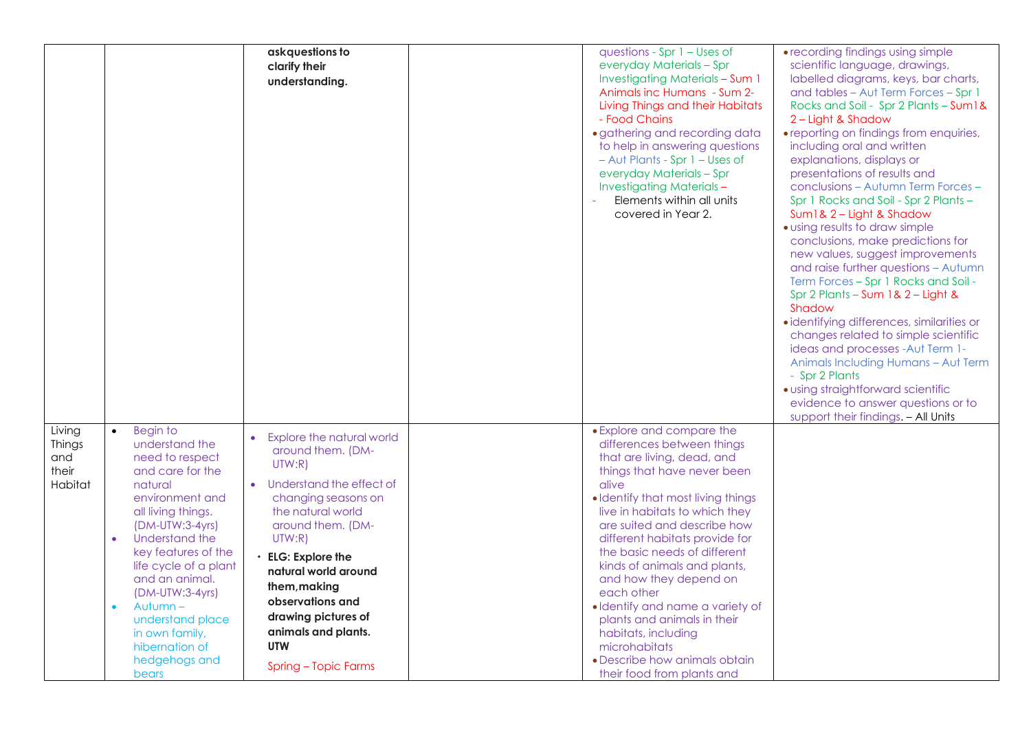| | | | | | |
|---|---|---|---|---|---|
| | | **askquestions to clarify their understanding.** | | questions - Spr 1 – Uses of everyday Materials – Spr Investigating Materials – Sum 1 Animals inc Humans - Sum 2- Living Things and their Habitats - Food Chains<br>• gathering and recording data to help in answering questions – Aut Plants - Spr 1 – Uses of everyday Materials – Spr Investigating Materials –<br>- Elements within all units covered in Year 2. | • recording findings using simple scientific language, drawings, labelled diagrams, keys, bar charts, and tables – Aut Term Forces – Spr 1 Rocks and Soil - Spr 2 Plants – Sum1& 2 – Light & Shadow<br>• reporting on findings from enquiries, including oral and written explanations, displays or presentations of results and conclusions – Autumn Term Forces – Spr 1 Rocks and Soil - Spr 2 Plants – Sum1& 2 – Light & Shadow<br>• using results to draw simple conclusions, make predictions for new values, suggest improvements and raise further questions – Autumn Term Forces – Spr 1 Rocks and Soil - Spr 2 Plants – Sum 1& 2 – Light & Shadow<br>• identifying differences, similarities or changes related to simple scientific ideas and processes -Aut Term 1- Animals Including Humans – Aut Term - Spr 2 Plants<br>• using straightforward scientific evidence to answer questions or to support their findings. – All Units |
| Living Things and their Habitat | • Begin to understand the need to respect and care for the natural environment and all living things. (DM-UTW:3-4yrs)<br>• Understand the key features of the life cycle of a plant and an animal. (DM-UTW:3-4yrs)<br>• Autumn – understand place in own family, hibernation of hedgehogs and bears | • Explore the natural world around them. (DM-UTW:R)<br>• Understand the effect of changing seasons on the natural world around them. (DM-UTW:R)<br>• **ELG: Explore the natural world around them,making observations and drawing pictures of animals and plants. UTW**<br>Spring – Topic Farms | | • Explore and compare the differences between things that are living, dead, and things that have never been alive<br>• Identify that most living things live in habitats to which they are suited and describe how different habitats provide for the basic needs of different kinds of animals and plants, and how they depend on each other<br>• Identify and name a variety of plants and animals in their habitats, including microhabitats<br>• Describe how animals obtain their food from plants and | |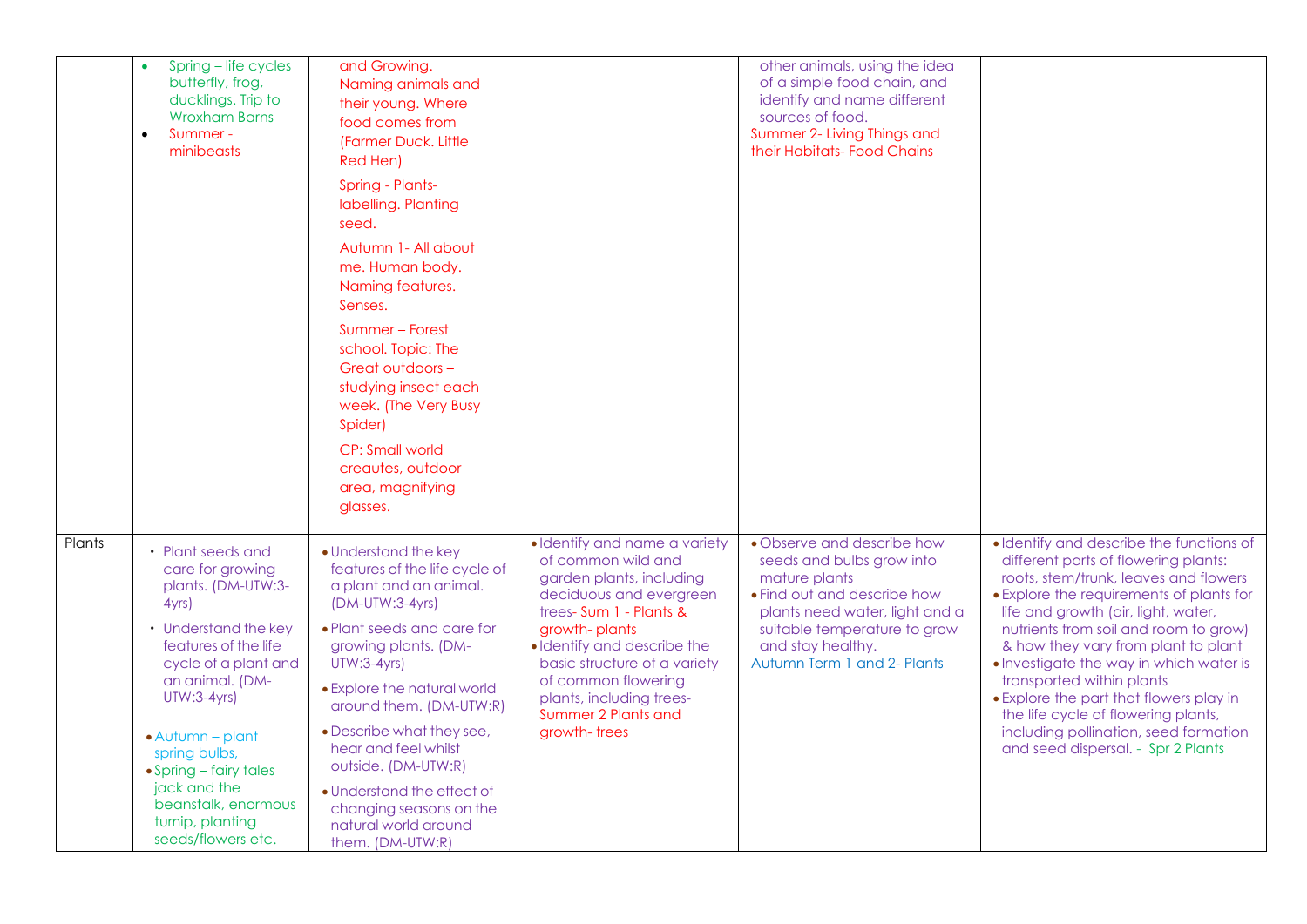| | | | | | |
|---|---|---|---|---|---|
| | • Spring – life cycles butterfly, frog, ducklings. Trip to Wroxham Barns<br>• Summer - minibeasts | and Growing. Naming animals and their young. Where food comes from (Farmer Duck. Little Red Hen)<br><br>Spring - Plants- labelling. Planting seed.<br><br>Autumn 1- All about me. Human body. Naming features. Senses.<br><br>Summer – Forest school. Topic: The Great outdoors – studying insect each week. (The Very Busy Spider)<br><br>CP: Small world creautes, outdoor area, magnifying glasses. | | other animals, using the idea of a simple food chain, and identify and name different sources of food.<br>Summer 2- Living Things and their Habitats- Food Chains | |
| Plants | • Plant seeds and care for growing plants. (DM-UTW:3-4yrs)<br><br>• Understand the key features of the life cycle of a plant and an animal. (DM-UTW:3-4yrs)<br><br>• Autumn – plant spring bulbs,<br>• Spring – fairy tales jack and the beanstalk, enormous turnip, planting seeds/flowers etc. | • Understand the key features of the life cycle of a plant and an animal. (DM-UTW:3-4yrs)<br>• Plant seeds and care for growing plants. (DM-UTW:3-4yrs)<br>• Explore the natural world around them. (DM-UTW:R)<br>• Describe what they see, hear and feel whilst outside. (DM-UTW:R)<br>• Understand the effect of changing seasons on the natural world around them. (DM-UTW:R) | • Identify and name a variety of common wild and garden plants, including deciduous and evergreen trees- Sum 1 - Plants & growth- plants<br>• Identify and describe the basic structure of a variety of common flowering plants, including trees- Summer 2 Plants and growth- trees | • Observe and describe how seeds and bulbs grow into mature plants<br>• Find out and describe how plants need water, light and a suitable temperature to grow and stay healthy.<br>Autumn Term 1 and 2- Plants | • Identify and describe the functions of different parts of flowering plants: roots, stem/trunk, leaves and flowers<br>• Explore the requirements of plants for life and growth (air, light, water, nutrients from soil and room to grow) & how they vary from plant to plant<br>• Investigate the way in which water is transported within plants<br>• Explore the part that flowers play in the life cycle of flowering plants, including pollination, seed formation and seed dispersal. - Spr 2 Plants |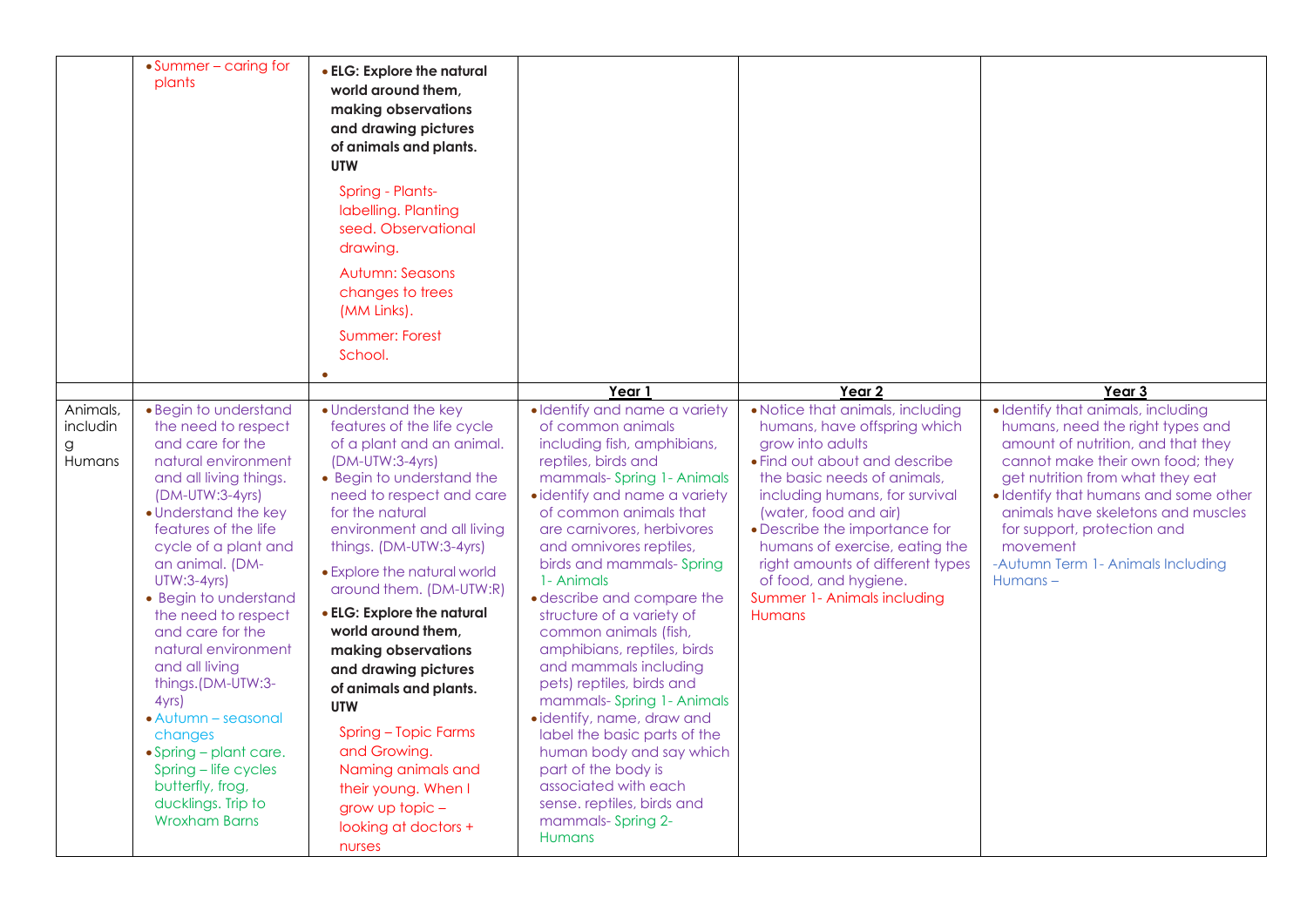| | | | | | |
|---|---|---|---|---|---|
| | • Summer – caring for plants | • **ELG: Explore the natural world around them, making observations and drawing pictures of animals and plants. UTW**<br><br>Spring - Plants- labelling. Planting seed. Observational drawing.<br><br>Autumn: Seasons changes to trees (MM Links).<br><br>Summer: Forest School.<br><br>• | | | |
| | | | **Year 1** | **Year 2** | **Year 3** |
| Animals, including Humans | • Begin to understand the need to respect and care for the natural environment and all living things. (DM-UTW:3-4yrs)<br>• Understand the key features of the life cycle of a plant and an animal. (DM-UTW:3-4yrs)<br>• Begin to understand the need to respect and care for the natural environment and all living things.(DM-UTW:3-4yrs)<br>• Autumn – seasonal changes<br>• Spring – plant care. Spring – life cycles butterfly, frog, ducklings. Trip to Wroxham Barns | • Understand the key features of the life cycle of a plant and an animal. (DM-UTW:3-4yrs)<br>• Begin to understand the need to respect and care for the natural environment and all living things. (DM-UTW:3-4yrs)<br>• Explore the natural world around them. (DM-UTW:R)<br>• **ELG: Explore the natural world around them, making observations and drawing pictures of animals and plants. UTW**<br><br>Spring – Topic Farms and Growing. Naming animals and their young. When I grow up topic – looking at doctors + nurses | • Identify and name a variety of common animals including fish, amphibians, reptiles, birds and mammals- Spring 1- Animals<br>• identify and name a variety of common animals that are carnivores, herbivores and omnivores reptiles, birds and mammals- Spring 1- Animals<br>• describe and compare the structure of a variety of common animals (fish, amphibians, reptiles, birds and mammals including pets) reptiles, birds and mammals- Spring 1- Animals<br>• identify, name, draw and label the basic parts of the human body and say which part of the body is associated with each sense. reptiles, birds and mammals- Spring 2- Humans | • Notice that animals, including humans, have offspring which grow into adults<br>• Find out about and describe the basic needs of animals, including humans, for survival (water, food and air)<br>• Describe the importance for humans of exercise, eating the right amounts of different types of food, and hygiene.<br>Summer 1- Animals including Humans | • Identify that animals, including humans, need the right types and amount of nutrition, and that they cannot make their own food; they get nutrition from what they eat<br>• Identify that humans and some other animals have skeletons and muscles for support, protection and movement<br>-Autumn Term 1- Animals Including Humans – |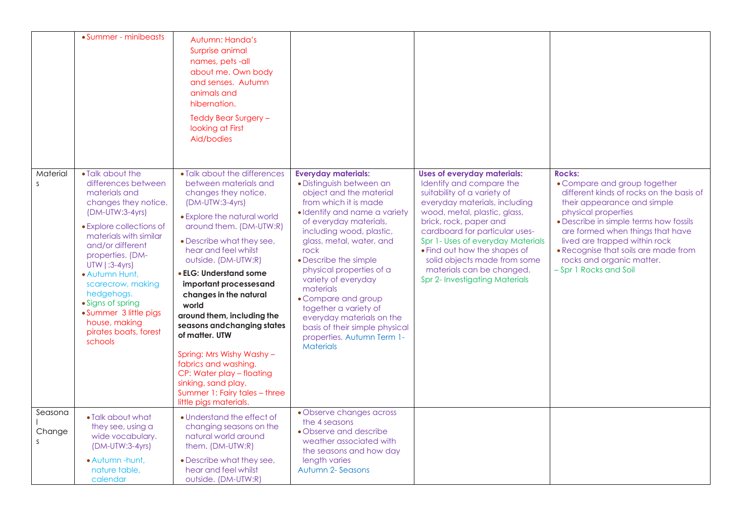| | | | | | |
|---|---|---|---|---|---|
| | • Summer - minibeasts | Autumn: Handa's Surprise animal names, pets -all about me. Own body and senses. Autumn animals and hibernation.<br><br>Teddy Bear Surgery – looking at First Aid/bodies | | | |
| Materials | • Talk about the differences between materials and changes they notice. (DM-UTW:3-4yrs)<br>• Explore collections of materials with similar and/or different properties. (DM-UTW\|:3-4yrs)<br>• Autumn Hunt, scarecrow, making hedgehogs.<br>• Signs of spring<br>• Summer 3 little pigs house, making pirates boats, forest schools | • Talk about the differences between materials and changes they notice. (DM-UTW:3-4yrs)<br>• Explore the natural world around them. (DM-UTW:R)<br>• Describe what they see, hear and feel whilst outside. (DM-UTW:R)<br>• **ELG: Understand some important processesand changes in the natural world around them, including the seasons andchanging states of matter. UTW**<br><br>Spring: Mrs Wishy Washy – fabrics and washing.<br>CP: Water play – floating sinking, sand play.<br>Summer 1: Fairy tales – three little pigs materials. | **Everyday materials:**<br>• Distinguish between an object and the material from which it is made<br>• Identify and name a variety of everyday materials, including wood, plastic, glass, metal, water, and rock<br>• Describe the simple physical properties of a variety of everyday materials<br>• Compare and group together a variety of everyday materials on the basis of their simple physical properties. Autumn Term 1- Materials | **Uses of everyday materials:**<br>Identify and compare the suitability of a variety of everyday materials, including wood, metal, plastic, glass, brick, rock, paper and cardboard for particular uses-<br>Spr 1- Uses of everyday Materials<br>• Find out how the shapes of solid objects made from some materials can be changed.<br>Spr 2- Investigating Materials | **Rocks:**<br>• Compare and group together different kinds of rocks on the basis of their appearance and simple physical properties<br>• Describe in simple terms how fossils are formed when things that have lived are trapped within rock<br>• Recognise that soils are made from rocks and organic matter.<br>– Spr 1 Rocks and Soil |
| Seasonal Changes | • Talk about what they see, using a wide vocabulary. (DM-UTW:3-4yrs)<br>• Autumn -hunt, nature table, calendar | • Understand the effect of changing seasons on the natural world around them. (DM-UTW:R)<br>• Describe what they see, hear and feel whilst outside. (DM-UTW:R) | • Observe changes across the 4 seasons<br>• Observe and describe weather associated with the seasons and how day length varies<br>Autumn 2- Seasons | | |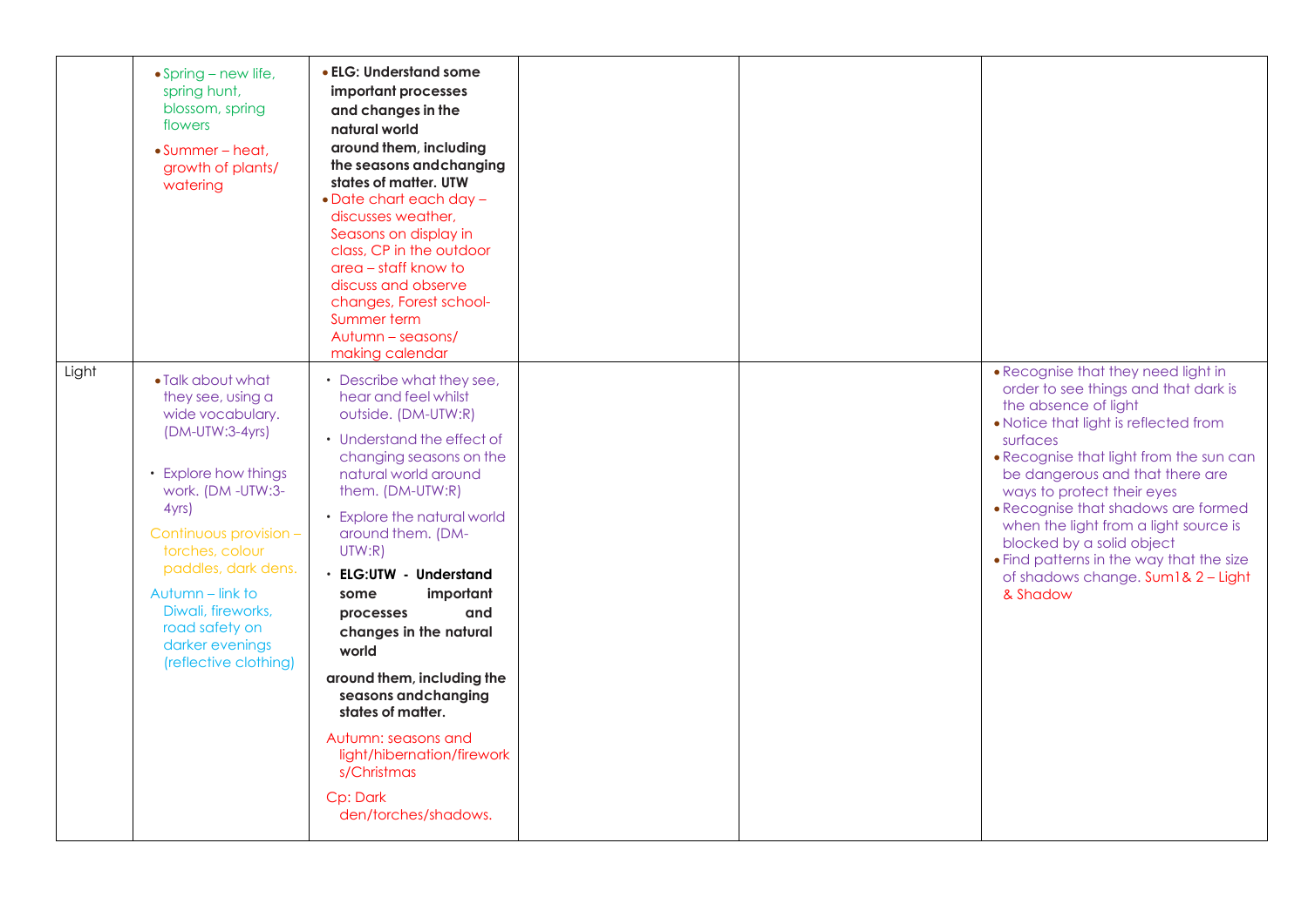| | | | | | |
|---|---|---|---|---|---|
| | • Spring – new life, spring hunt, blossom, spring flowers<br>• Summer – heat, growth of plants/ watering | • **ELG: Understand some important processes and changes in the natural world around them, including the seasons andchanging states of matter. UTW**<br>• Date chart each day – discusses weather, Seasons on display in class, CP in the outdoor area – staff know to discuss and observe changes, Forest school- Summer term<br>Autumn – seasons/ making calendar | | | |
| Light | • Talk about what they see, using a wide vocabulary. (DM-UTW:3-4yrs)<br>• Explore how things work. (DM -UTW:3-4yrs)<br>Continuous provision – torches, colour paddles, dark dens.<br>Autumn – link to Diwali, fireworks, road safety on darker evenings (reflective clothing) | • Describe what they see, hear and feel whilst outside. (DM-UTW:R)<br>• Understand the effect of changing seasons on the natural world around them. (DM-UTW:R)<br>• Explore the natural world around them. (DM-UTW:R)<br>• **ELG:UTW - Understand some important processes and changes in the natural world around them, including the seasons andchanging states of matter.**<br>Autumn: seasons and light/hibernation/fireworks/Christmas<br>Cp: Dark den/torches/shadows. | | | • Recognise that they need light in order to see things and that dark is the absence of light<br>• Notice that light is reflected from surfaces<br>• Recognise that light from the sun can be dangerous and that there are ways to protect their eyes<br>• Recognise that shadows are formed when the light from a light source is blocked by a solid object<br>• Find patterns in the way that the size of shadows change. Sum1& 2 – Light & Shadow |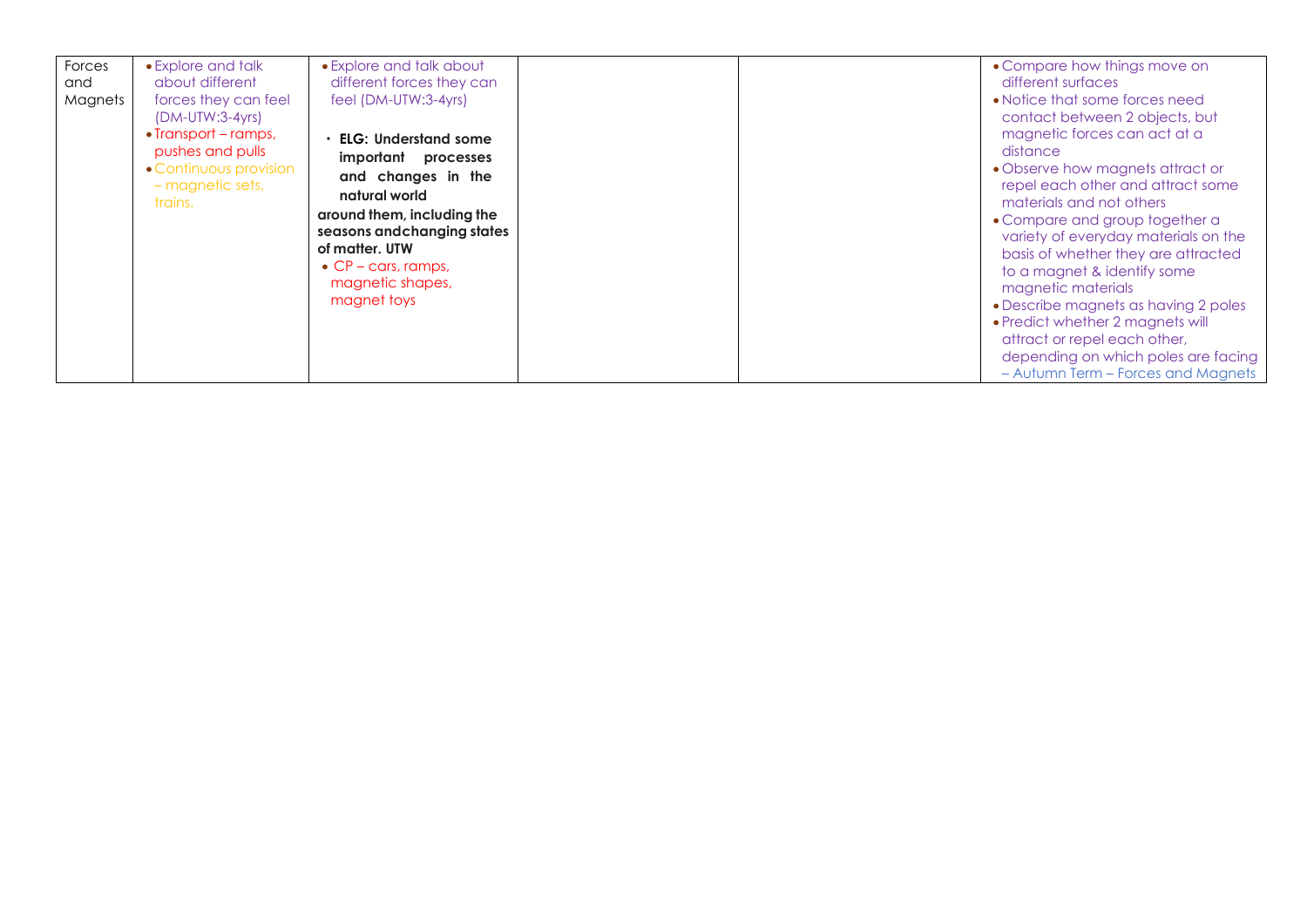| Forces and Magnets | • Explore and talk about different forces they can feel (DM-UTW:3-4yrs)<br>• Transport – ramps, pushes and pulls<br>• Continuous provision – magnetic sets, trains. | • Explore and talk about different forces they can feel (DM-UTW:3-4yrs)<br><br>• **ELG: Understand some important processes and changes in the natural world around them, including the seasons andchanging states of matter. UTW**<br>• CP – cars, ramps, magnetic shapes, magnet toys | | | • Compare how things move on different surfaces<br>• Notice that some forces need contact between 2 objects, but magnetic forces can act at a distance<br>• Observe how magnets attract or repel each other and attract some materials and not others<br>• Compare and group together a variety of everyday materials on the basis of whether they are attracted to a magnet & identify some magnetic materials<br>• Describe magnets as having 2 poles<br>• Predict whether 2 magnets will attract or repel each other, depending on which poles are facing – Autumn Term – Forces and Magnets |
|---|---|---|---|---|---|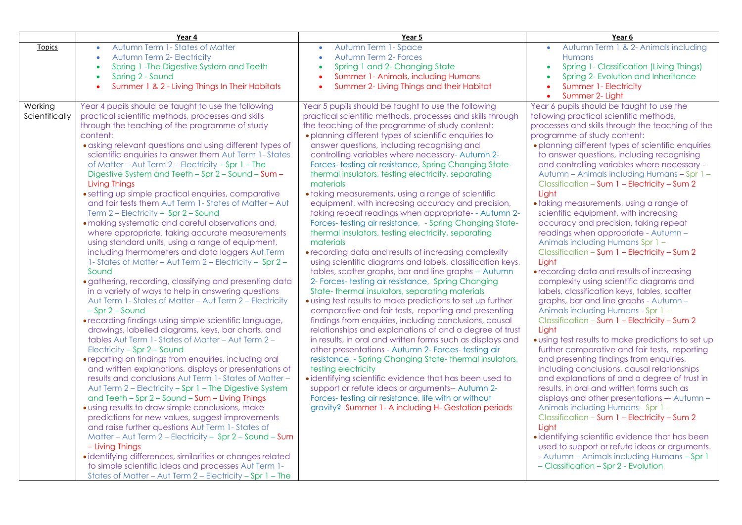| | Year 4 | Year 5 | Year 6 |
|---|---|---|---|
| Topics | • Autumn Term 1- States of Matter<br>• Autumn Term 2- Electricity<br>• Spring 1 -The Digestive System and Teeth<br>• Spring 2 - Sound<br>• Summer 1 & 2 - Living Things In Their Habitats | • Autumn Term 1- Space<br>• Autumn Term 2- Forces<br>• Spring 1 and 2- Changing State<br>• Summer 1- Animals, including Humans<br>• Summer 2- Living Things and their Habitat | • Autumn Term 1 & 2- Animals including Humans<br>• Spring 1- Classification (Living Things)<br>• Spring 2- Evolution and Inheritance<br>• Summer 1- Electricity<br>• Summer 2- Light |
| Working Scientifically | Year 4 pupils should be taught to use the following practical scientific methods, processes and skills through the teaching of the programme of study content:<br>• asking relevant questions and using different types of scientific enquiries to answer them Aut Term 1- States of Matter – Aut Term 2 – Electricity – Spr 1 – The Digestive System and Teeth – Spr 2 – Sound – Sum – Living Things<br>• setting up simple practical enquiries, comparative and fair tests them Aut Term 1- States of Matter – Aut Term 2 – Electricity – Spr 2 – Sound<br>• making systematic and careful observations and, where appropriate, taking accurate measurements using standard units, using a range of equipment, including thermometers and data loggers Aut Term 1- States of Matter – Aut Term 2 – Electricity – Spr 2 – Sound<br>• gathering, recording, classifying and presenting data in a variety of ways to help in answering questions Aut Term 1- States of Matter – Aut Term 2 – Electricity – Spr 2 – Sound<br>• recording findings using simple scientific language, drawings, labelled diagrams, keys, bar charts, and tables Aut Term 1- States of Matter – Aut Term 2 – Electricity – Spr 2 – Sound<br>• reporting on findings from enquiries, including oral and written explanations, displays or presentations of results and conclusions Aut Term 1- States of Matter – Aut Term 2 – Electricity – Spr 1 – The Digestive System and Teeth – Spr 2 – Sound – Sum – Living Things<br>• using results to draw simple conclusions, make predictions for new values, suggest improvements and raise further questions Aut Term 1- States of Matter – Aut Term 2 – Electricity – Spr 2 – Sound – Sum – Living Things<br>• identifying differences, similarities or changes related to simple scientific ideas and processes Aut Term 1- States of Matter – Aut Term 2 – Electricity – Spr 1 – The | Year 5 pupils should be taught to use the following practical scientific methods, processes and skills through the teaching of the programme of study content:<br>• planning different types of scientific enquiries to answer questions, including recognising and controlling variables where necessary- Autumn 2- Forces- testing air resistance, Spring Changing State- thermal insulators, testing electricity, separating materials<br>• taking measurements, using a range of scientific equipment, with increasing accuracy and precision, taking repeat readings when appropriate- - Autumn 2- Forces- testing air resistance, - Spring Changing State- thermal insulators, testing electricity, separating materials<br>• recording data and results of increasing complexity using scientific diagrams and labels, classification keys, tables, scatter graphs, bar and line graphs -- Autumn 2- Forces- testing air resistance, Spring Changing State- thermal insulators, separating materials<br>• using test results to make predictions to set up further comparative and fair tests, reporting and presenting findings from enquiries, including conclusions, causal relationships and explanations of and a degree of trust in results, in oral and written forms such as displays and other presentations - Autumn 2- Forces- testing air resistance, - Spring Changing State- thermal insulators, testing electricity<br>• identifying scientific evidence that has been used to support or refute ideas or arguments-- Autumn 2- Forces- testing air resistance, life with or without gravity? Summer 1- A including H- Gestation periods | Year 6 pupils should be taught to use the following practical scientific methods, processes and skills through the teaching of the programme of study content:<br>• planning different types of scientific enquiries to answer questions, including recognising and controlling variables where necessary - Autumn – Animals including Humans – Spr 1 – Classification – Sum 1 – Electricity – Sum 2 Light<br>• taking measurements, using a range of scientific equipment, with increasing accuracy and precision, taking repeat readings when appropriate - Autumn – Animals including Humans Spr 1 – Classification – Sum 1 – Electricity – Sum 2 Light<br>• recording data and results of increasing complexity using scientific diagrams and labels, classification keys, tables, scatter graphs, bar and line graphs - Autumn – Animals including Humans - Spr 1 – Classification – Sum 1 – Electricity – Sum 2 Light<br>• using test results to make predictions to set up further comparative and fair tests, reporting and presenting findings from enquiries, including conclusions, causal relationships and explanations of and a degree of trust in results, in oral and written forms such as displays and other presentations — Autumn – Animals including Humans- Spr 1 – Classification – Sum 1 – Electricity – Sum 2 Light<br>• identifying scientific evidence that has been used to support or refute ideas or arguments. - Autumn – Animals including Humans – Spr 1 – Classification – Spr 2 - Evolution |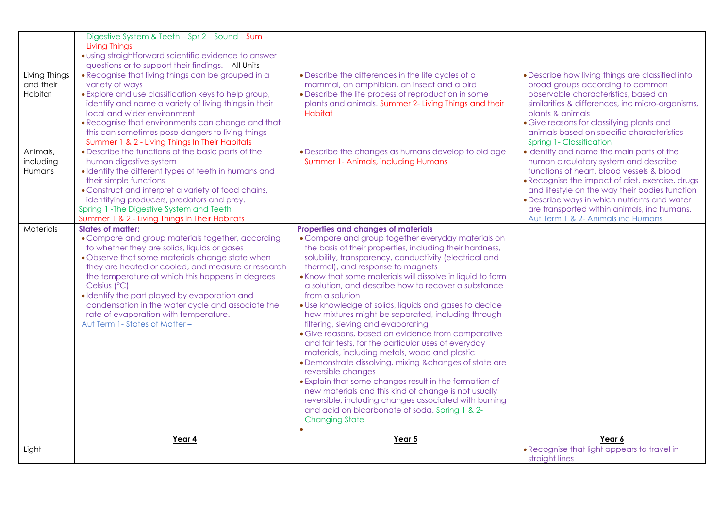| | | | |
|---|---|---|---|
| | Digestive System & Teeth – Spr 2 – Sound – Sum – Living Things<br>• using straightforward scientific evidence to answer questions or to support their findings. – All Units | | |
| Living Things and their Habitat | • Recognise that living things can be grouped in a variety of ways<br>• Explore and use classification keys to help group, identify and name a variety of living things in their local and wider environment<br>• Recognise that environments can change and that this can sometimes pose dangers to living things - Summer 1 & 2 - Living Things In Their Habitats | • Describe the differences in the life cycles of a mammal, an amphibian, an insect and a bird<br>• Describe the life process of reproduction in some plants and animals. Summer 2- Living Things and their Habitat | • Describe how living things are classified into broad groups according to common observable characteristics, based on similarities & differences, inc micro-organisms, plants & animals<br>• Give reasons for classifying plants and animals based on specific characteristics - Spring 1- Classification |
| Animals, including Humans | • Describe the functions of the basic parts of the human digestive system<br>• Identify the different types of teeth in humans and their simple functions<br>• Construct and interpret a variety of food chains, identifying producers, predators and prey.<br>Spring 1 -The Digestive System and Teeth<br>Summer 1 & 2 - Living Things In Their Habitats | • Describe the changes as humans develop to old age<br>Summer 1- Animals, including Humans | • Identify and name the main parts of the human circulatory system and describe functions of heart, blood vessels & blood<br>• Recognise the impact of diet, exercise, drugs and lifestyle on the way their bodies function<br>• Describe ways in which nutrients and water are transported within animals, inc humans.<br>Aut Term 1 & 2- Animals inc Humans |
| Materials | **States of matter:**<br>• Compare and group materials together, according to whether they are solids, liquids or gases<br>• Observe that some materials change state when they are heated or cooled, and measure or research the temperature at which this happens in degrees Celsius (°C)<br>• Identify the part played by evaporation and condensation in the water cycle and associate the rate of evaporation with temperature.<br>Aut Term 1- States of Matter – | **Properties and changes of materials**<br>• Compare and group together everyday materials on the basis of their properties, including their hardness, solubility, transparency, conductivity (electrical and thermal), and response to magnets<br>• Know that some materials will dissolve in liquid to form a solution, and describe how to recover a substance from a solution<br>• Use knowledge of solids, liquids and gases to decide how mixtures might be separated, including through filtering, sieving and evaporating<br>• Give reasons, based on evidence from comparative and fair tests, for the particular uses of everyday materials, including metals, wood and plastic<br>• Demonstrate dissolving, mixing &changes of state are reversible changes<br>• Explain that some changes result in the formation of new materials and this kind of change is not usually reversible, including changes associated with burning and acid on bicarbonate of soda. Spring 1 & 2- Changing State<br>• | |
| | **Year 4** | **Year 5** | **Year 6** |
| Light | | | • Recognise that light appears to travel in straight lines |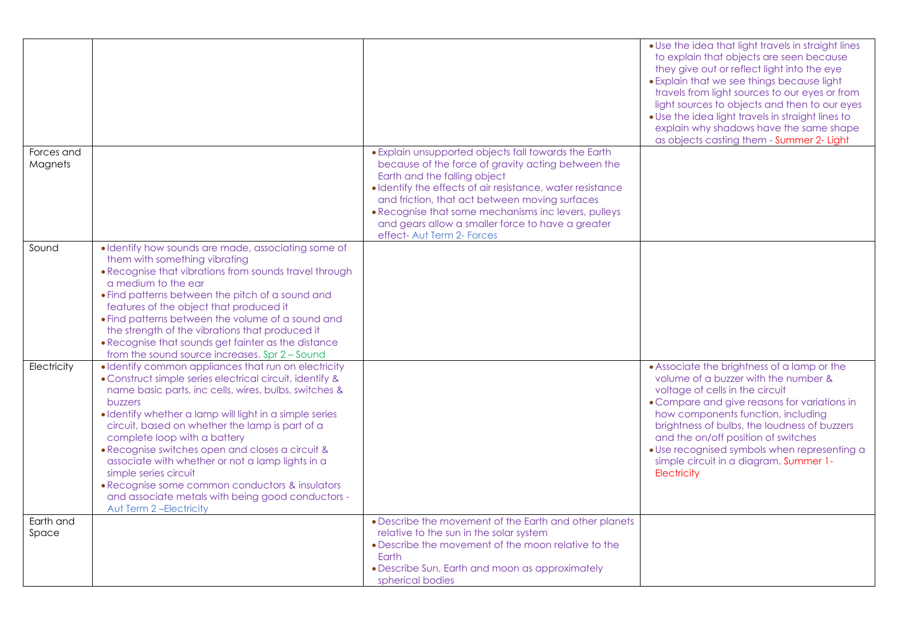| | | | |
|---|---|---|---|
| | | | • Use the idea that light travels in straight lines to explain that objects are seen because they give out or reflect light into the eye<br>• Explain that we see things because light travels from light sources to our eyes or from light sources to objects and then to our eyes<br>• Use the idea light travels in straight lines to explain why shadows have the same shape as objects casting them - Summer 2- Light |
| Forces and Magnets | | • Explain unsupported objects fall towards the Earth because of the force of gravity acting between the Earth and the falling object<br>• Identify the effects of air resistance, water resistance and friction, that act between moving surfaces<br>• Recognise that some mechanisms inc levers, pulleys and gears allow a smaller force to have a greater effect- Aut Term 2- Forces | |
| Sound | • Identify how sounds are made, associating some of them with something vibrating<br>• Recognise that vibrations from sounds travel through a medium to the ear<br>• Find patterns between the pitch of a sound and features of the object that produced it<br>• Find patterns between the volume of a sound and the strength of the vibrations that produced it<br>• Recognise that sounds get fainter as the distance from the sound source increases. Spr 2 – Sound | | |
| Electricity | • Identify common appliances that run on electricity<br>• Construct simple series electrical circuit, identify & name basic parts, inc cells, wires, bulbs, switches & buzzers<br>• Identify whether a lamp will light in a simple series circuit, based on whether the lamp is part of a complete loop with a battery<br>• Recognise switches open and closes a circuit & associate with whether or not a lamp lights in a simple series circuit<br>• Recognise some common conductors & insulators and associate metals with being good conductors - Aut Term 2 –Electricity | | • Associate the brightness of a lamp or the volume of a buzzer with the number & voltage of cells in the circuit<br>• Compare and give reasons for variations in how components function, including brightness of bulbs, the loudness of buzzers and the on/off position of switches<br>• Use recognised symbols when representing a simple circuit in a diagram. Summer 1- Electricity |
| Earth and Space | | • Describe the movement of the Earth and other planets relative to the sun in the solar system<br>• Describe the movement of the moon relative to the Earth<br>• Describe Sun, Earth and moon as approximately spherical bodies | |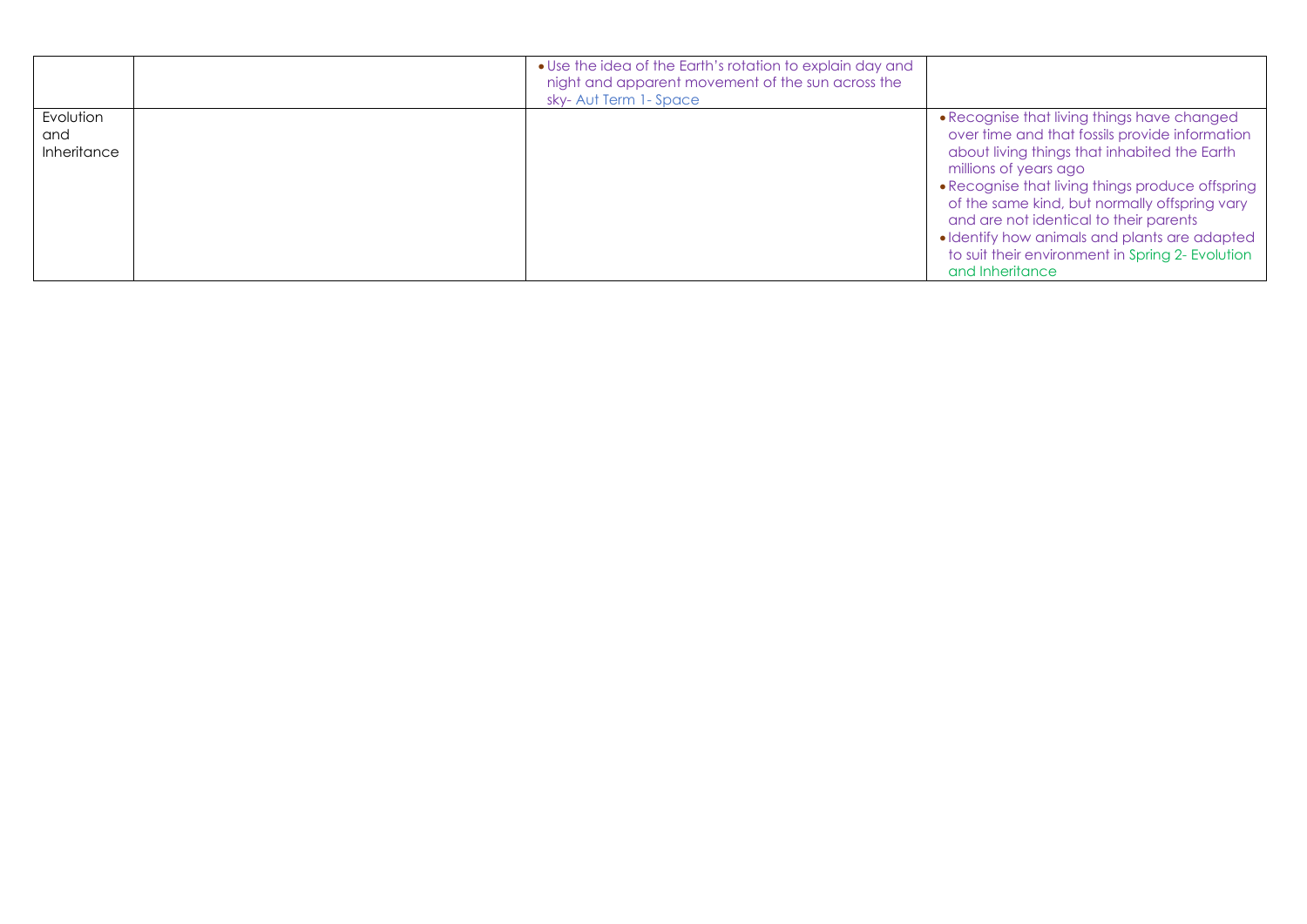| | | | |
|---|---|---|---|
| | | • Use the idea of the Earth's rotation to explain day and night and apparent movement of the sun across the sky- Aut Term 1- Space | |
| Evolution and Inheritance | | | • Recognise that living things have changed over time and that fossils provide information about living things that inhabited the Earth millions of years ago<br>• Recognise that living things produce offspring of the same kind, but normally offspring vary and are not identical to their parents<br>• Identify how animals and plants are adapted to suit their environment in Spring 2- Evolution and Inheritance |